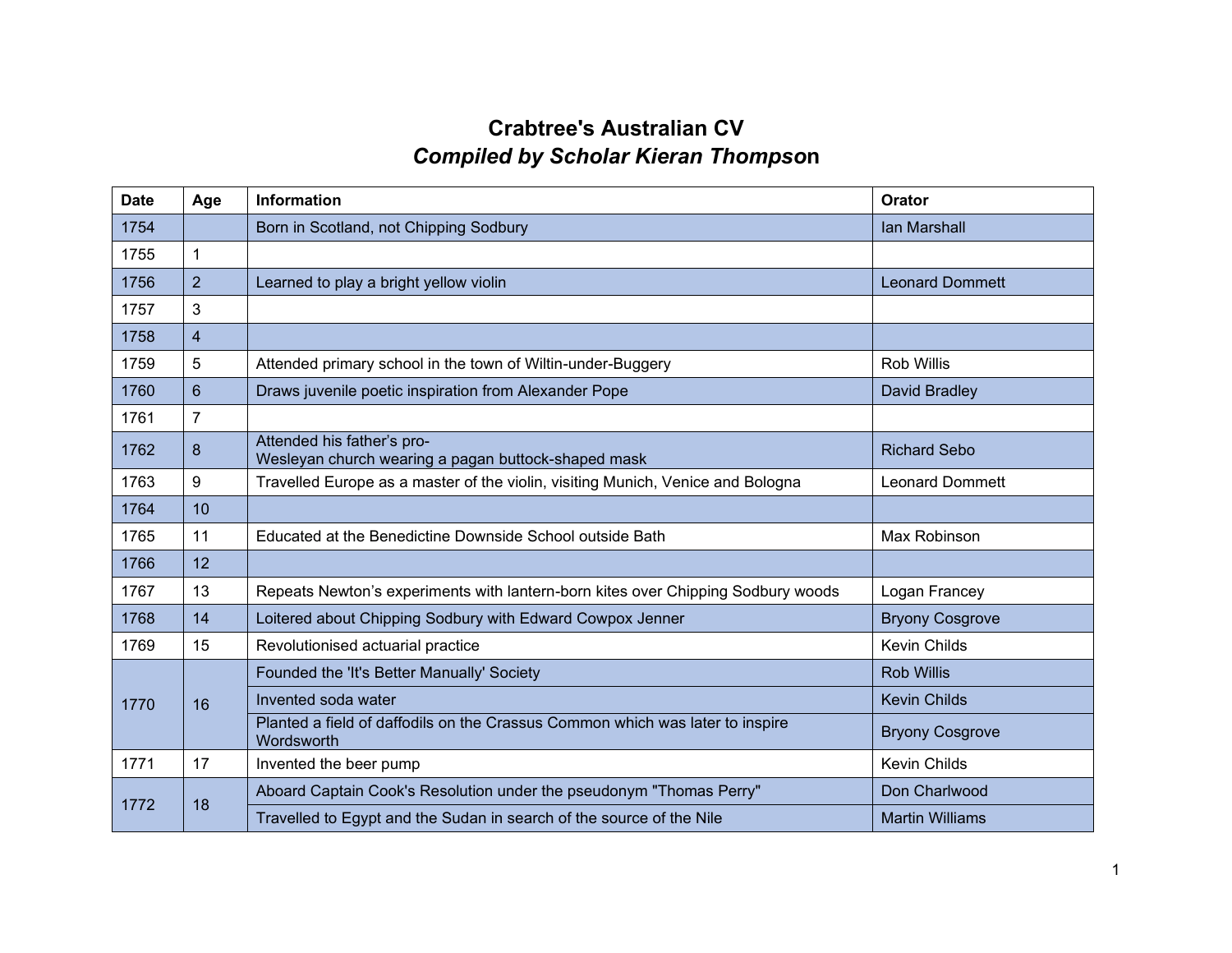# Crabtree's Australian CV

## *Compiled by Scholar Kieran Thompson*

| Date | Age | Information | Orator |
|---|---|---|---|
| 1754 | | Born in Scotland, not Chipping Sodbury | Ian Marshall |
| 1755 | 1 | | |
| 1756 | 2 | Learned to play a bright yellow violin | Leonard Dommett |
| 1757 | 3 | | |
| 1758 | 4 | | |
| 1759 | 5 | Attended primary school in the town of Wiltin-under-Buggery | Rob Willis |
| 1760 | 6 | Draws juvenile poetic inspiration from Alexander Pope | David Bradley |
| 1761 | 7 | | |
| 1762 | 8 | Attended his father's pro-Wesleyan church wearing a pagan buttock-shaped mask | Richard Sebo |
| 1763 | 9 | Travelled Europe as a master of the violin, visiting Munich, Venice and Bologna | Leonard Dommett |
| 1764 | 10 | | |
| 1765 | 11 | Educated at the Benedictine Downside School outside Bath | Max Robinson |
| 1766 | 12 | | |
| 1767 | 13 | Repeats Newton's experiments with lantern-born kites over Chipping Sodbury woods | Logan Francey |
| 1768 | 14 | Loitered about Chipping Sodbury with Edward Cowpox Jenner | Bryony Cosgrove |
| 1769 | 15 | Revolutionised actuarial practice | Kevin Childs |
| 1770 | 16 | Founded the 'It's Better Manually' Society | Rob Willis |
| | | Invented soda water | Kevin Childs |
| | | Planted a field of daffodils on the Crassus Common which was later to inspire Wordsworth | Bryony Cosgrove |
| 1771 | 17 | Invented the beer pump | Kevin Childs |
| 1772 | 18 | Aboard Captain Cook's Resolution under the pseudonym "Thomas Perry" | Don Charlwood |
| | | Travelled to Egypt and the Sudan in search of the source of the Nile | Martin Williams |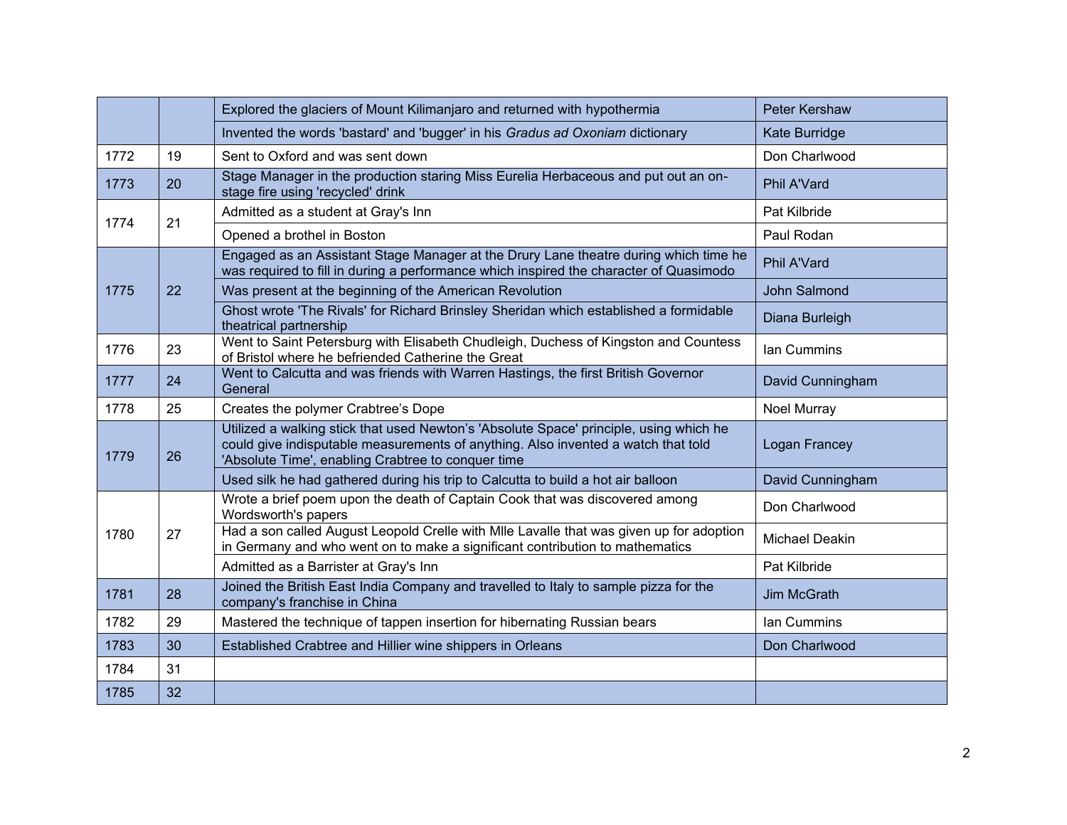| | | | |
|---|---|---|---|
| | | Explored the glaciers of Mount Kilimanjaro and returned with hypothermia | Peter Kershaw |
| | | Invented the words 'bastard' and 'bugger' in his *Gradus ad Oxoniam* dictionary | Kate Burridge |
| 1772 | 19 | Sent to Oxford and was sent down | Don Charlwood |
| 1773 | 20 | Stage Manager in the production staring Miss Eurelia Herbaceous and put out an on-stage fire using 'recycled' drink | Phil A'Vard |
| 1774 | 21 | Admitted as a student at Gray's Inn | Pat Kilbride |
| | | Opened a brothel in Boston | Paul Rodan |
| 1775 | 22 | Engaged as an Assistant Stage Manager at the Drury Lane theatre during which time he was required to fill in during a performance which inspired the character of Quasimodo | Phil A'Vard |
| | | Was present at the beginning of the American Revolution | John Salmond |
| | | Ghost wrote 'The Rivals' for Richard Brinsley Sheridan which established a formidable theatrical partnership | Diana Burleigh |
| 1776 | 23 | Went to Saint Petersburg with Elisabeth Chudleigh, Duchess of Kingston and Countess of Bristol where he befriended Catherine the Great | Ian Cummins |
| 1777 | 24 | Went to Calcutta and was friends with Warren Hastings, the first British Governor General | David Cunningham |
| 1778 | 25 | Creates the polymer Crabtree's Dope | Noel Murray |
| 1779 | 26 | Utilized a walking stick that used Newton's 'Absolute Space' principle, using which he could give indisputable measurements of anything. Also invented a watch that told 'Absolute Time', enabling Crabtree to conquer time | Logan Francey |
| | | Used silk he had gathered during his trip to Calcutta to build a hot air balloon | David Cunningham |
| 1780 | 27 | Wrote a brief poem upon the death of Captain Cook that was discovered among Wordsworth's papers | Don Charlwood |
| | | Had a son called August Leopold Crelle with Mlle Lavalle that was given up for adoption in Germany and who went on to make a significant contribution to mathematics | Michael Deakin |
| | | Admitted as a Barrister at Gray's Inn | Pat Kilbride |
| 1781 | 28 | Joined the British East India Company and travelled to Italy to sample pizza for the company's franchise in China | Jim McGrath |
| 1782 | 29 | Mastered the technique of tappen insertion for hibernating Russian bears | Ian Cummins |
| 1783 | 30 | Established Crabtree and Hillier wine shippers in Orleans | Don Charlwood |
| 1784 | 31 | | |
| 1785 | 32 | | |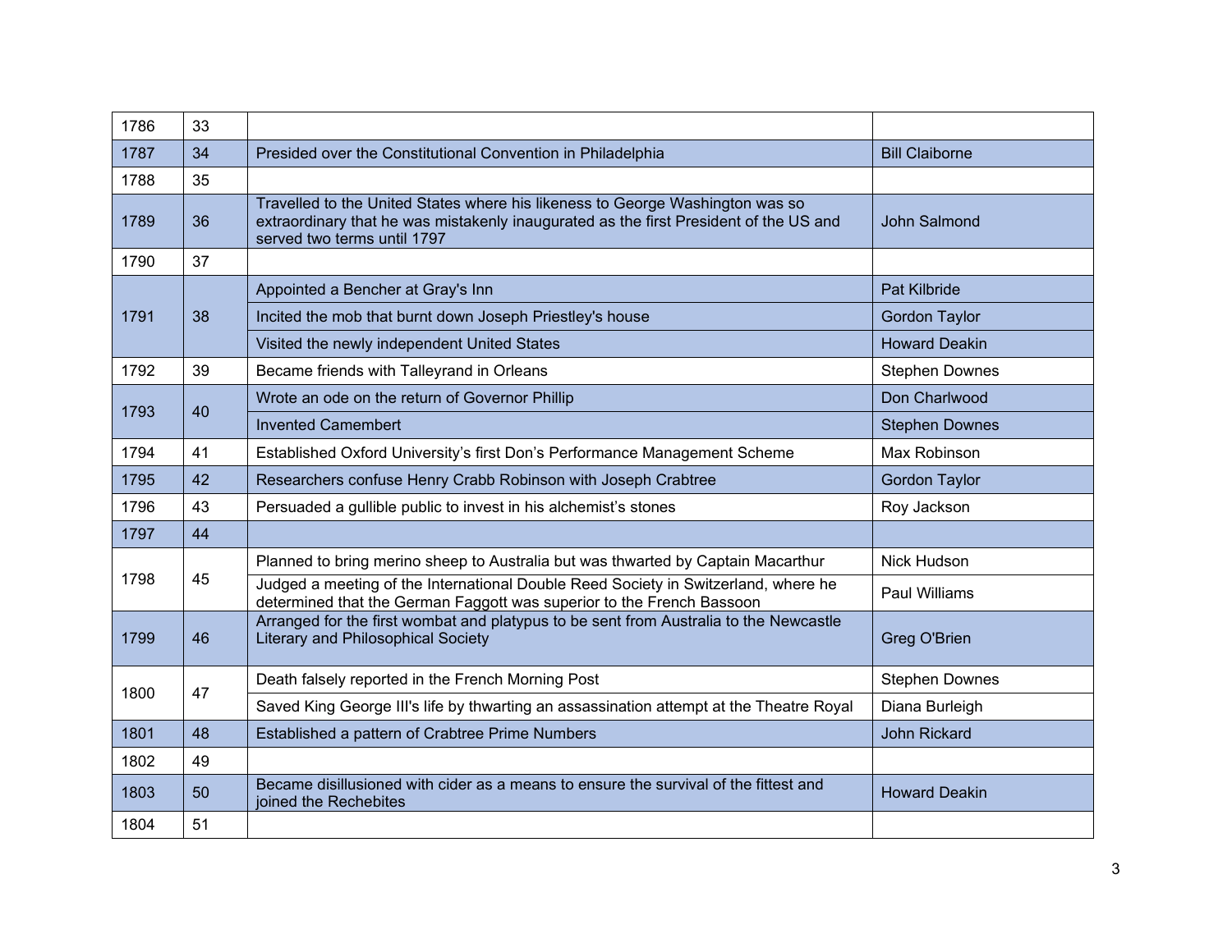| | | | |
|---|---|---|---|
| 1786 | 33 | | |
| 1787 | 34 | Presided over the Constitutional Convention in Philadelphia | Bill Claiborne |
| 1788 | 35 | | |
| 1789 | 36 | Travelled to the United States where his likeness to George Washington was so extraordinary that he was mistakenly inaugurated as the first President of the US and served two terms until 1797 | John Salmond |
| 1790 | 37 | | |
| 1791 | 38 | Appointed a Bencher at Gray's Inn | Pat Kilbride |
| | | Incited the mob that burnt down Joseph Priestley's house | Gordon Taylor |
| | | Visited the newly independent United States | Howard Deakin |
| 1792 | 39 | Became friends with Talleyrand in Orleans | Stephen Downes |
| 1793 | 40 | Wrote an ode on the return of Governor Phillip | Don Charlwood |
| | | Invented Camembert | Stephen Downes |
| 1794 | 41 | Established Oxford University's first Don's Performance Management Scheme | Max Robinson |
| 1795 | 42 | Researchers confuse Henry Crabb Robinson with Joseph Crabtree | Gordon Taylor |
| 1796 | 43 | Persuaded a gullible public to invest in his alchemist's stones | Roy Jackson |
| 1797 | 44 | | |
| 1798 | 45 | Planned to bring merino sheep to Australia but was thwarted by Captain Macarthur | Nick Hudson |
| | | Judged a meeting of the International Double Reed Society in Switzerland, where he determined that the German Faggott was superior to the French Bassoon | Paul Williams |
| 1799 | 46 | Arranged for the first wombat and platypus to be sent from Australia to the Newcastle Literary and Philosophical Society | Greg O'Brien |
| 1800 | 47 | Death falsely reported in the French Morning Post | Stephen Downes |
| | | Saved King George III's life by thwarting an assassination attempt at the Theatre Royal | Diana Burleigh |
| 1801 | 48 | Established a pattern of Crabtree Prime Numbers | John Rickard |
| 1802 | 49 | | |
| 1803 | 50 | Became disillusioned with cider as a means to ensure the survival of the fittest and joined the Rechebites | Howard Deakin |
| 1804 | 51 | | |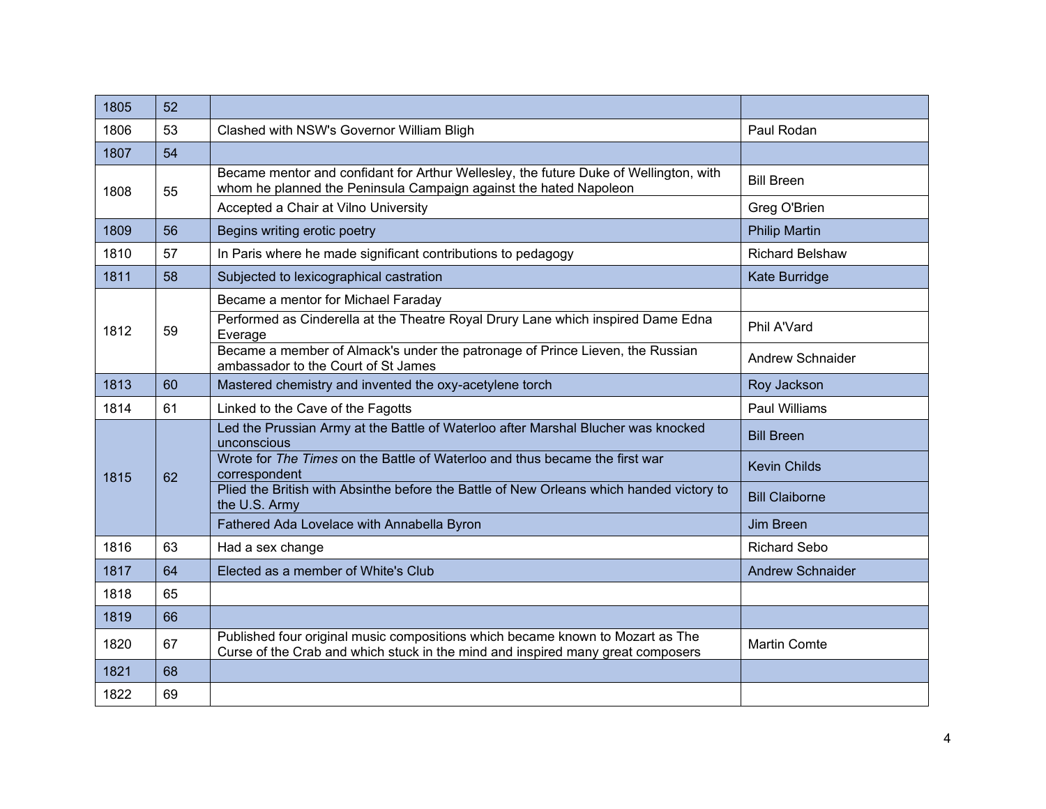| | | | |
|---|---|---|---|
| 1805 | 52 | | |
| 1806 | 53 | Clashed with NSW's Governor William Bligh | Paul Rodan |
| 1807 | 54 | | |
| 1808 | 55 | Became mentor and confidant for Arthur Wellesley, the future Duke of Wellington, with whom he planned the Peninsula Campaign against the hated Napoleon | Bill Breen |
| | | Accepted a Chair at Vilno University | Greg O'Brien |
| 1809 | 56 | Begins writing erotic poetry | Philip Martin |
| 1810 | 57 | In Paris where he made significant contributions to pedagogy | Richard Belshaw |
| 1811 | 58 | Subjected to lexicographical castration | Kate Burridge |
| 1812 | 59 | Became a mentor for Michael Faraday | |
| | | Performed as Cinderella at the Theatre Royal Drury Lane which inspired Dame Edna Everage | Phil A'Vard |
| | | Became a member of Almack's under the patronage of Prince Lieven, the Russian ambassador to the Court of St James | Andrew Schnaider |
| 1813 | 60 | Mastered chemistry and invented the oxy-acetylene torch | Roy Jackson |
| 1814 | 61 | Linked to the Cave of the Fagotts | Paul Williams |
| 1815 | 62 | Led the Prussian Army at the Battle of Waterloo after Marshal Blucher was knocked unconscious | Bill Breen |
| | | Wrote for *The Times* on the Battle of Waterloo and thus became the first war correspondent | Kevin Childs |
| | | Plied the British with Absinthe before the Battle of New Orleans which handed victory to the U.S. Army | Bill Claiborne |
| | | Fathered Ada Lovelace with Annabella Byron | Jim Breen |
| 1816 | 63 | Had a sex change | Richard Sebo |
| 1817 | 64 | Elected as a member of White's Club | Andrew Schnaider |
| 1818 | 65 | | |
| 1819 | 66 | | |
| 1820 | 67 | Published four original music compositions which became known to Mozart as The Curse of the Crab and which stuck in the mind and inspired many great composers | Martin Comte |
| 1821 | 68 | | |
| 1822 | 69 | | |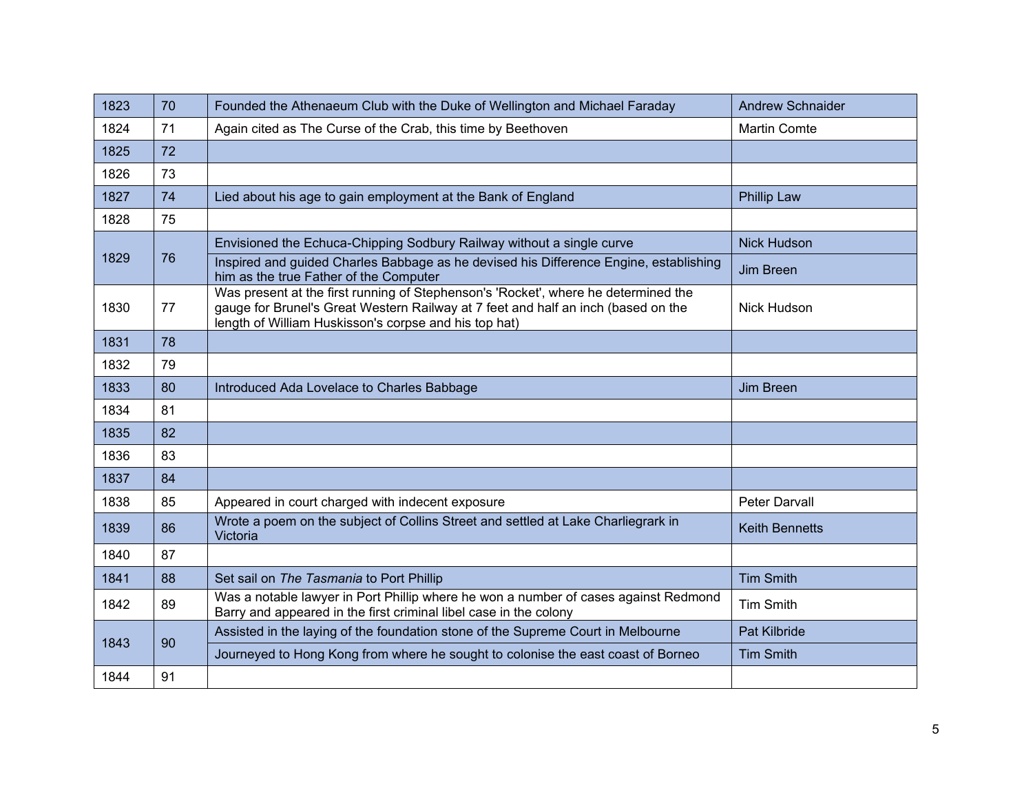| 1823 | 70 | Founded the Athenaeum Club with the Duke of Wellington and Michael Faraday | Andrew Schnaider |
|---|---|---|---|
| 1824 | 71 | Again cited as The Curse of the Crab, this time by Beethoven | Martin Comte |
| 1825 | 72 | | |
| 1826 | 73 | | |
| 1827 | 74 | Lied about his age to gain employment at the Bank of England | Phillip Law |
| 1828 | 75 | | |
| 1829 | 76 | Envisioned the Echuca-Chipping Sodbury Railway without a single curve | Nick Hudson |
| | | Inspired and guided Charles Babbage as he devised his Difference Engine, establishing him as the true Father of the Computer | Jim Breen |
| 1830 | 77 | Was present at the first running of Stephenson's 'Rocket', where he determined the gauge for Brunel's Great Western Railway at 7 feet and half an inch (based on the length of William Huskisson's corpse and his top hat) | Nick Hudson |
| 1831 | 78 | | |
| 1832 | 79 | | |
| 1833 | 80 | Introduced Ada Lovelace to Charles Babbage | Jim Breen |
| 1834 | 81 | | |
| 1835 | 82 | | |
| 1836 | 83 | | |
| 1837 | 84 | | |
| 1838 | 85 | Appeared in court charged with indecent exposure | Peter Darvall |
| 1839 | 86 | Wrote a poem on the subject of Collins Street and settled at Lake Charliegrark in Victoria | Keith Bennetts |
| 1840 | 87 | | |
| 1841 | 88 | Set sail on *The Tasmania* to Port Phillip | Tim Smith |
| 1842 | 89 | Was a notable lawyer in Port Phillip where he won a number of cases against Redmond Barry and appeared in the first criminal libel case in the colony | Tim Smith |
| 1843 | 90 | Assisted in the laying of the foundation stone of the Supreme Court in Melbourne | Pat Kilbride |
| | | Journeyed to Hong Kong from where he sought to colonise the east coast of Borneo | Tim Smith |
| 1844 | 91 | | |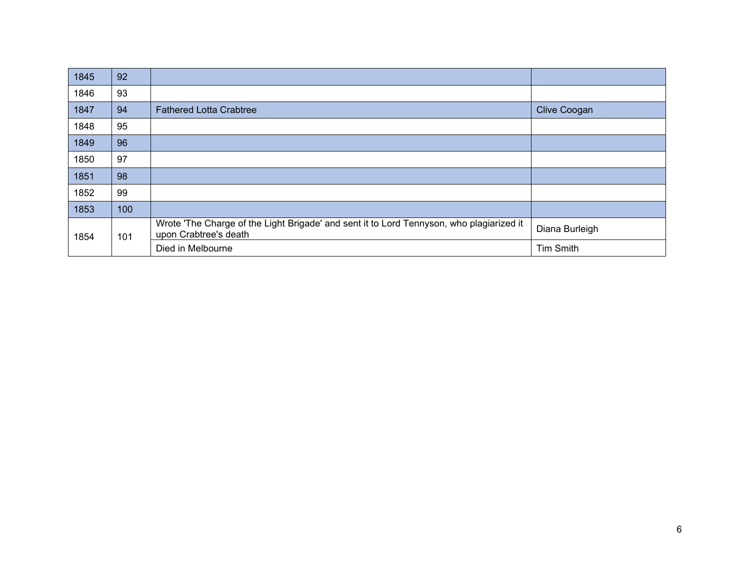| | | | |
|---|---|---|---|
| 1845 | 92 | | |
| 1846 | 93 | | |
| 1847 | 94 | Fathered Lotta Crabtree | Clive Coogan |
| 1848 | 95 | | |
| 1849 | 96 | | |
| 1850 | 97 | | |
| 1851 | 98 | | |
| 1852 | 99 | | |
| 1853 | 100 | | |
| 1854 | 101 | Wrote 'The Charge of the Light Brigade' and sent it to Lord Tennyson, who plagiarized it upon Crabtree's death | Diana Burleigh |
| | | Died in Melbourne | Tim Smith |